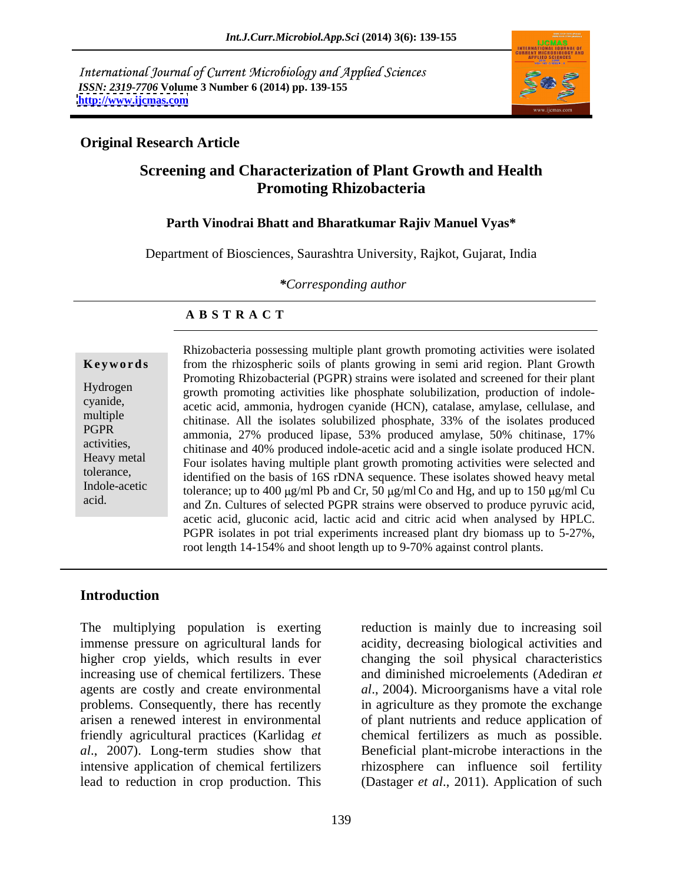International Journal of Current Microbiology and Applied Sciences
*ISSN: 2319-7706* Volume 3 Number 6 (2014) pp. 139-155
http://www.ijcmas.com

**Original Research Article**

# Screening and Characterization of Plant Growth and Health Promoting Rhizobacteria

**Parth Vinodrai Bhatt and Bharatkumar Rajiv Manuel Vyas***

Department of Biosciences, Saurashtra University, Rajkot, Gujarat, India

****Corresponding author***

## ABSTRACT

**Keywords**

Hydrogen cyanide, multiple PGPR activities, Heavy metal tolerance, Indole-acetic acid.

Rhizobacteria possessing multiple plant growth promoting activities were isolated from the rhizospheric soils of plants growing in semi arid region. Plant Growth Promoting Rhizobacterial (PGPR) strains were isolated and screened for their plant growth promoting activities like phosphate solubilization, production of indole-acetic acid, ammonia, hydrogen cyanide (HCN), catalase, amylase, cellulase, and chitinase. All the isolates solubilized phosphate, 33% of the isolates produced ammonia, 27% produced lipase, 53% produced amylase, 50% chitinase, 17% chitinase and 40% produced indole-acetic acid and a single isolate produced HCN. Four isolates having multiple plant growth promoting activities were selected and identified on the basis of 16S rDNA sequence. These isolates showed heavy metal tolerance; up to 400 μg/ml Pb and Cr, 50 μg/ml Co and Hg, and up to 150 μg/ml Cu and Zn. Cultures of selected PGPR strains were observed to produce pyruvic acid, acetic acid, gluconic acid, lactic acid and citric acid when analysed by HPLC. PGPR isolates in pot trial experiments increased plant dry biomass up to 5-27%, root length 14-154% and shoot length up to 9-70% against control plants.

## Introduction

The multiplying population is exerting immense pressure on agricultural lands for higher crop yields, which results in ever increasing use of chemical fertilizers. These agents are costly and create environmental problems. Consequently, there has recently arisen a renewed interest in environmental friendly agricultural practices (Karlidag *et al*., 2007). Long-term studies show that intensive application of chemical fertilizers lead to reduction in crop production. This reduction is mainly due to increasing soil acidity, decreasing biological activities and changing the soil physical characteristics and diminished microelements (Adediran *et al*., 2004). Microorganisms have a vital role in agriculture as they promote the exchange of plant nutrients and reduce application of chemical fertilizers as much as possible. Beneficial plant-microbe interactions in the rhizosphere can influence soil fertility (Dastager *et al*., 2011). Application of such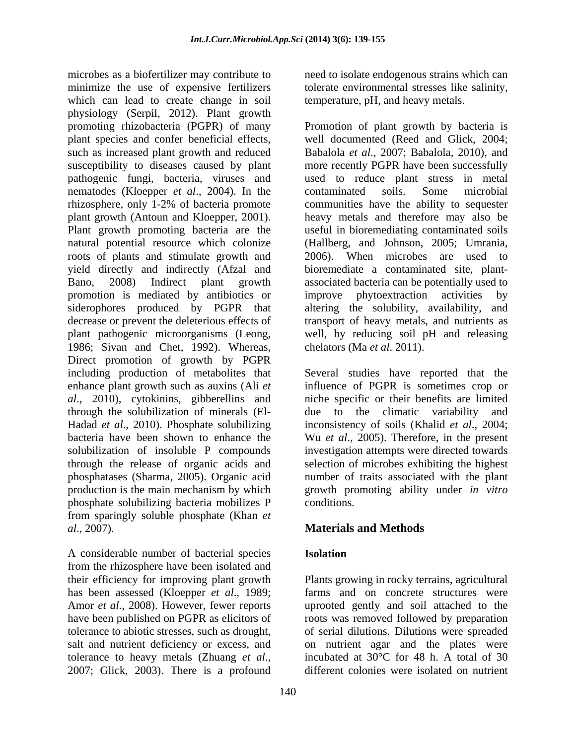microbes as a biofertilizer may contribute to minimize the use of expensive fertilizers which can lead to create change in soil physiology (Serpil, 2012). Plant growth promoting rhizobacteria (PGPR) of many plant species and confer beneficial effects, such as increased plant growth and reduced susceptibility to diseases caused by plant pathogenic fungi, bacteria, viruses and nematodes (Kloepper *et al*., 2004). In the rhizosphere, only 1-2% of bacteria promote plant growth (Antoun and Kloepper, 2001). Plant growth promoting bacteria are the natural potential resource which colonize roots of plants and stimulate growth and yield directly and indirectly (Afzal and Bano, 2008) Indirect plant growth promotion is mediated by antibiotics or siderophores produced by PGPR that decrease or prevent the deleterious effects of plant pathogenic microorganisms (Leong, 1986; Sivan and Chet, 1992). Whereas, Direct promotion of growth by PGPR including production of metabolites that enhance plant growth such as auxins (Ali *et al*., 2010), cytokinins, gibberellins and through the solubilization of minerals (El-Hadad *et al*., 2010). Phosphate solubilizing bacteria have been shown to enhance the solubilization of insoluble P compounds through the release of organic acids and phosphatases (Sharma, 2005). Organic acid production is the main mechanism by which phosphate solubilizing bacteria mobilizes P from sparingly soluble phosphate (Khan *et al*., 2007).

A considerable number of bacterial species from the rhizosphere have been isolated and their efficiency for improving plant growth has been assessed (Kloepper *et al*., 1989; Amor *et al*., 2008). However, fewer reports have been published on PGPR as elicitors of tolerance to abiotic stresses, such as drought, salt and nutrient deficiency or excess, and tolerance to heavy metals (Zhuang *et al*., 2007; Glick, 2003). There is a profound need to isolate endogenous strains which can tolerate environmental stresses like salinity, temperature, pH, and heavy metals.

Promotion of plant growth by bacteria is well documented (Reed and Glick, 2004; Babalola *et al*., 2007; Babalola, 2010), and more recently PGPR have been successfully used to reduce plant stress in metal contaminated soils. Some microbial communities have the ability to sequester heavy metals and therefore may also be useful in bioremediating contaminated soils (Hallberg, and Johnson, 2005; Umrania, 2006). When microbes are used to bioremediate a contaminated site, plant-associated bacteria can be potentially used to improve phytoextraction activities by altering the solubility, availability, and transport of heavy metals, and nutrients as well, by reducing soil pH and releasing chelators (Ma *et al*. 2011).

Several studies have reported that the influence of PGPR is sometimes crop or niche specific or their benefits are limited due to the climatic variability and inconsistency of soils (Khalid *et al*., 2004; Wu *et al*., 2005). Therefore, in the present investigation attempts were directed towards selection of microbes exhibiting the highest number of traits associated with the plant growth promoting ability under *in vitro* conditions.

## Materials and Methods

### Isolation

Plants growing in rocky terrains, agricultural farms and on concrete structures were uprooted gently and soil attached to the roots was removed followed by preparation of serial dilutions. Dilutions were spreaded on nutrient agar and the plates were incubated at 30°C for 48 h. A total of 30 different colonies were isolated on nutrient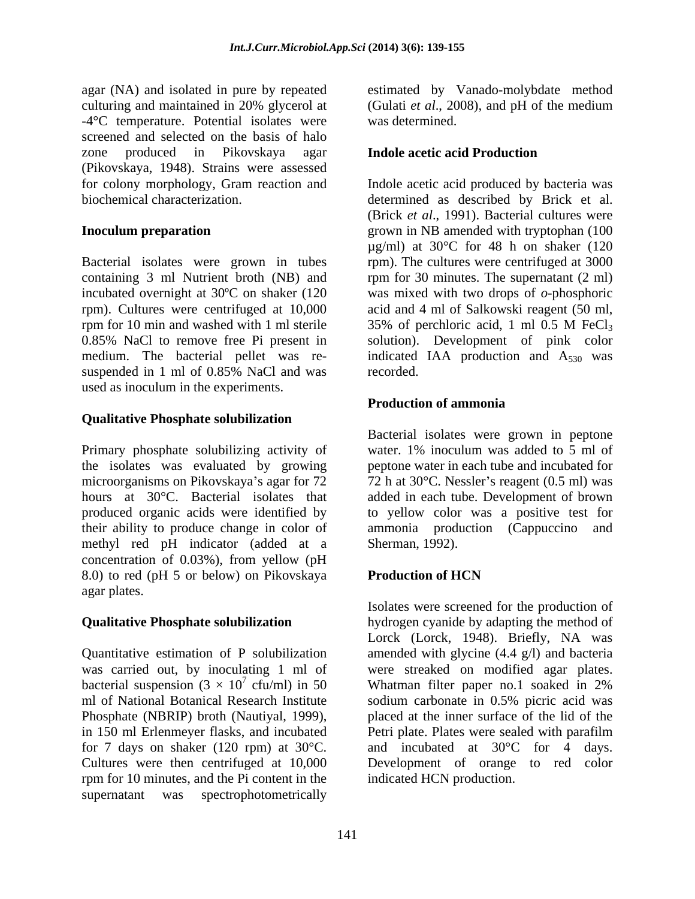agar (NA) and isolated in pure by repeated culturing and maintained in 20% glycerol at -4°C temperature. Potential isolates were screened and selected on the basis of halo zone produced in Pikovskaya agar (Pikovskaya, 1948). Strains were assessed for colony morphology, Gram reaction and biochemical characterization.

### Inoculum preparation

Bacterial isolates were grown in tubes containing 3 ml Nutrient broth (NB) and incubated overnight at 30ºC on shaker (120 rpm). Cultures were centrifuged at 10,000 rpm for 10 min and washed with 1 ml sterile 0.85% NaCl to remove free Pi present in medium. The bacterial pellet was re-suspended in 1 ml of 0.85% NaCl and was used as inoculum in the experiments.

### Qualitative Phosphate solubilization

Primary phosphate solubilizing activity of the isolates was evaluated by growing microorganisms on Pikovskaya's agar for 72 hours at 30°C. Bacterial isolates that produced organic acids were identified by their ability to produce change in color of methyl red pH indicator (added at a concentration of 0.03%), from yellow (pH 8.0) to red (pH 5 or below) on Pikovskaya agar plates.

### Qualitative Phosphate solubilization

Quantitative estimation of P solubilization was carried out, by inoculating 1 ml of bacterial suspension ($3 \times 10^7$ cfu/ml) in 50 ml of National Botanical Research Institute Phosphate (NBRIP) broth (Nautiyal, 1999), in 150 ml Erlenmeyer flasks, and incubated for 7 days on shaker (120 rpm) at 30°C. Cultures were then centrifuged at 10,000 rpm for 10 minutes, and the Pi content in the supernatant was spectrophotometrically estimated by Vanado-molybdate method (Gulati *et al*., 2008), and pH of the medium was determined.

### Indole acetic acid Production

Indole acetic acid produced by bacteria was determined as described by Brick et al. (Brick *et al*., 1991). Bacterial cultures were grown in NB amended with tryptophan (100 µg/ml) at 30°C for 48 h on shaker (120 rpm). The cultures were centrifuged at 3000 rpm for 30 minutes. The supernatant (2 ml) was mixed with two drops of *o*-phosphoric acid and 4 ml of Salkowski reagent (50 ml, 35% of perchloric acid, 1 ml 0.5 M $FeCl_3$ solution). Development of pink color indicated IAA production and $A_{530}$ was recorded.

### Production of ammonia

Bacterial isolates were grown in peptone water. 1% inoculum was added to 5 ml of peptone water in each tube and incubated for 72 h at 30°C. Nessler's reagent (0.5 ml) was added in each tube. Development of brown to yellow color was a positive test for ammonia production (Cappuccino and Sherman, 1992).

### Production of HCN

Isolates were screened for the production of hydrogen cyanide by adapting the method of Lorck (Lorck, 1948). Briefly, NA was amended with glycine (4.4 g/l) and bacteria were streaked on modified agar plates. Whatman filter paper no.1 soaked in 2% sodium carbonate in 0.5% picric acid was placed at the inner surface of the lid of the Petri plate. Plates were sealed with parafilm and incubated at 30°C for 4 days. Development of orange to red color indicated HCN production.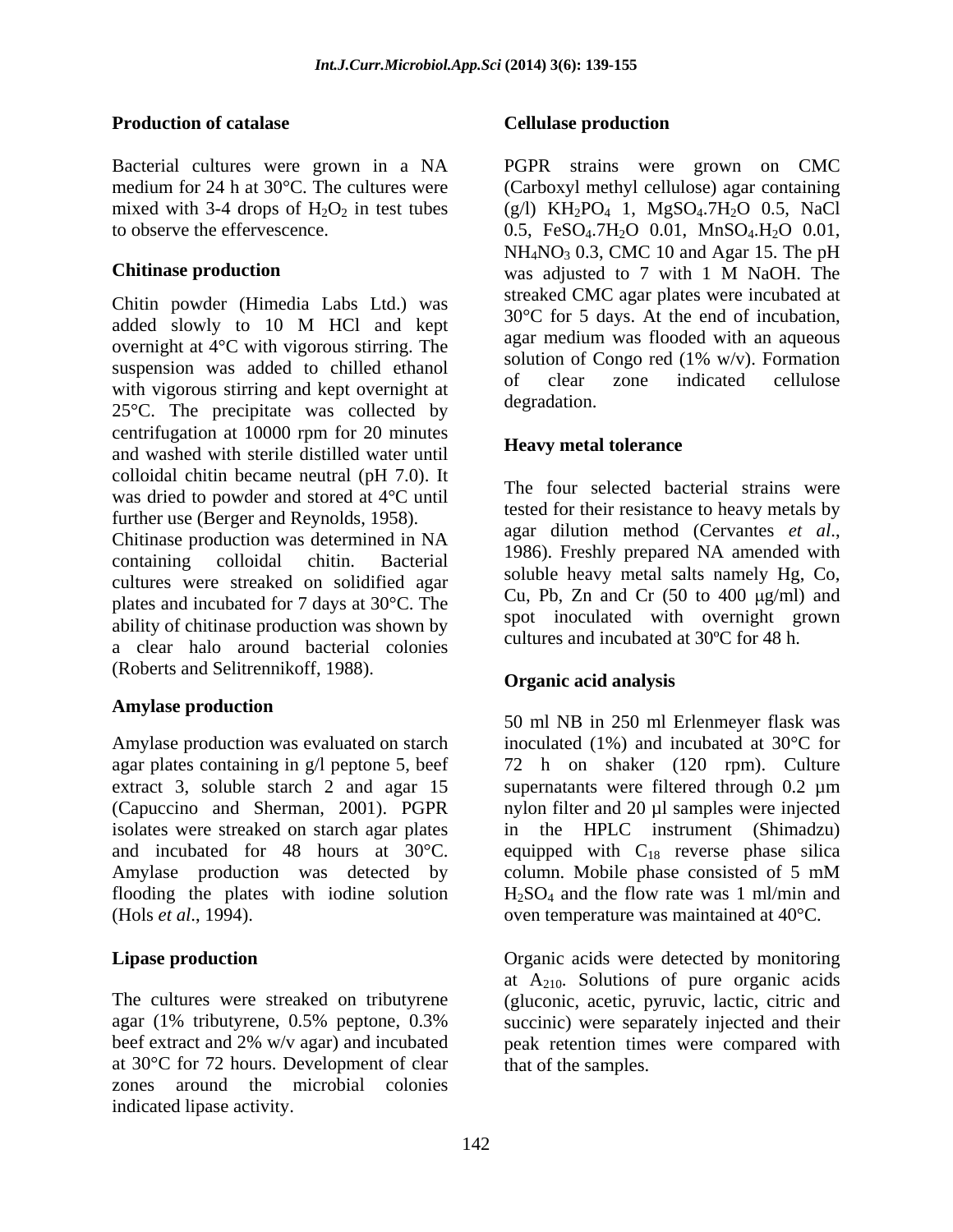### Production of catalase

Bacterial cultures were grown in a NA medium for 24 h at 30°C. The cultures were mixed with 3-4 drops of $H_2O_2$ in test tubes to observe the effervescence.

### Chitinase production

Chitin powder (Himedia Labs Ltd.) was added slowly to 10 M HCl and kept overnight at 4°C with vigorous stirring. The suspension was added to chilled ethanol with vigorous stirring and kept overnight at 25°C. The precipitate was collected by centrifugation at 10000 rpm for 20 minutes and washed with sterile distilled water until colloidal chitin became neutral (pH 7.0). It was dried to powder and stored at 4°C until further use (Berger and Reynolds, 1958). Chitinase production was determined in NA containing colloidal chitin. Bacterial cultures were streaked on solidified agar plates and incubated for 7 days at 30°C. The ability of chitinase production was shown by a clear halo around bacterial colonies (Roberts and Selitrennikoff, 1988).

### Amylase production

Amylase production was evaluated on starch agar plates containing in g/l peptone 5, beef extract 3, soluble starch 2 and agar 15 (Capuccino and Sherman, 2001). PGPR isolates were streaked on starch agar plates and incubated for 48 hours at 30°C. Amylase production was detected by flooding the plates with iodine solution (Hols *et al*., 1994).

### Lipase production

The cultures were streaked on tributyrene agar (1% tributyrene, 0.5% peptone, 0.3% beef extract and 2% w/v agar) and incubated at 30°C for 72 hours. Development of clear zones around the microbial colonies indicated lipase activity.

### Cellulase production

PGPR strains were grown on CMC (Carboxyl methyl cellulose) agar containing (g/l) $KH_2PO_4$ 1, $MgSO_4.7H_2O$ 0.5, NaCl 0.5, $FeSO_4.7H_2O$ 0.01, $MnSO_4.H_2O$ 0.01, $NH_4NO_3$ 0.3, CMC 10 and Agar 15. The pH was adjusted to 7 with 1 M NaOH. The streaked CMC agar plates were incubated at 30°C for 5 days. At the end of incubation, agar medium was flooded with an aqueous solution of Congo red (1% w/v). Formation of clear zone indicated cellulose degradation.

### Heavy metal tolerance

The four selected bacterial strains were tested for their resistance to heavy metals by agar dilution method (Cervantes *et al*., 1986). Freshly prepared NA amended with soluble heavy metal salts namely Hg, Co, Cu, Pb, Zn and Cr (50 to 400 µg/ml) and spot inoculated with overnight grown cultures and incubated at 30ºC for 48 h.

### Organic acid analysis

50 ml NB in 250 ml Erlenmeyer flask was inoculated (1%) and incubated at 30°C for 72 h on shaker (120 rpm). Culture supernatants were filtered through 0.2 µm nylon filter and 20 µl samples were injected in the HPLC instrument (Shimadzu) equipped with $C_{18}$ reverse phase silica column. Mobile phase consisted of 5 mM $H_2SO_4$ and the flow rate was 1 ml/min and oven temperature was maintained at 40°C.

Organic acids were detected by monitoring at $A_{210}$. Solutions of pure organic acids (gluconic, acetic, pyruvic, lactic, citric and succinic) were separately injected and their peak retention times were compared with that of the samples.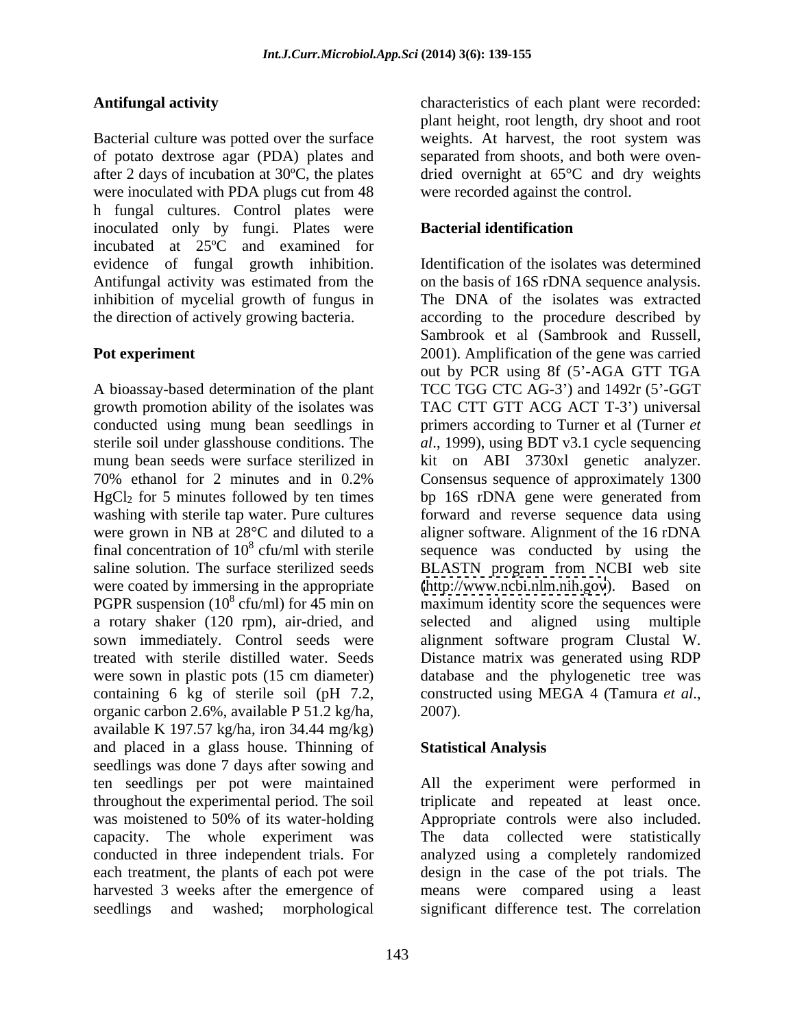### Antifungal activity

Bacterial culture was potted over the surface of potato dextrose agar (PDA) plates and after 2 days of incubation at 30ºC, the plates were inoculated with PDA plugs cut from 48 h fungal cultures. Control plates were inoculated only by fungi. Plates were incubated at 25ºC and examined for evidence of fungal growth inhibition. Antifungal activity was estimated from the inhibition of mycelial growth of fungus in the direction of actively growing bacteria.

### Pot experiment

A bioassay-based determination of the plant growth promotion ability of the isolates was conducted using mung bean seedlings in sterile soil under glasshouse conditions. The mung bean seeds were surface sterilized in 70% ethanol for 2 minutes and in 0.2% $HgCl_2$ for 5 minutes followed by ten times washing with sterile tap water. Pure cultures were grown in NB at 28°C and diluted to a final concentration of $10^8$ cfu/ml with sterile saline solution. The surface sterilized seeds were coated by immersing in the appropriate PGPR suspension ($10^8$ cfu/ml) for 45 min on a rotary shaker (120 rpm), air-dried, and sown immediately. Control seeds were treated with sterile distilled water. Seeds were sown in plastic pots (15 cm diameter) containing 6 kg of sterile soil (pH 7.2, organic carbon 2.6%, available P 51.2 kg/ha, available K 197.57 kg/ha, iron 34.44 mg/kg) and placed in a glass house. Thinning of seedlings was done 7 days after sowing and ten seedlings per pot were maintained throughout the experimental period. The soil was moistened to 50% of its water-holding capacity. The whole experiment was conducted in three independent trials. For each treatment, the plants of each pot were harvested 3 weeks after the emergence of seedlings and washed; morphological characteristics of each plant were recorded: plant height, root length, dry shoot and root weights. At harvest, the root system was separated from shoots, and both were oven-dried overnight at 65°C and dry weights were recorded against the control.

### Bacterial identification

Identification of the isolates was determined on the basis of 16S rDNA sequence analysis. The DNA of the isolates was extracted according to the procedure described by Sambrook et al (Sambrook and Russell, 2001). Amplification of the gene was carried out by PCR using 8f (5'-AGA GTT TGA TCC TGG CTC AG-3') and 1492r (5'-GGT TAC CTT GTT ACG ACT T-3') universal primers according to Turner et al (Turner *et al*., 1999), using BDT v3.1 cycle sequencing kit on ABI 3730xl genetic analyzer. Consensus sequence of approximately 1300 bp 16S rDNA gene were generated from forward and reverse sequence data using aligner software. Alignment of the 16 rDNA sequence was conducted by using the BLASTN program from NCBI web site (http://www.ncbi.nlm.nih.gov). Based on maximum identity score the sequences were selected and aligned using multiple alignment software program Clustal W. Distance matrix was generated using RDP database and the phylogenetic tree was constructed using MEGA 4 (Tamura *et al*., 2007).

### Statistical Analysis

All the experiment were performed in triplicate and repeated at least once. Appropriate controls were also included. The data collected were statistically analyzed using a completely randomized design in the case of the pot trials. The means were compared using a least significant difference test. The correlation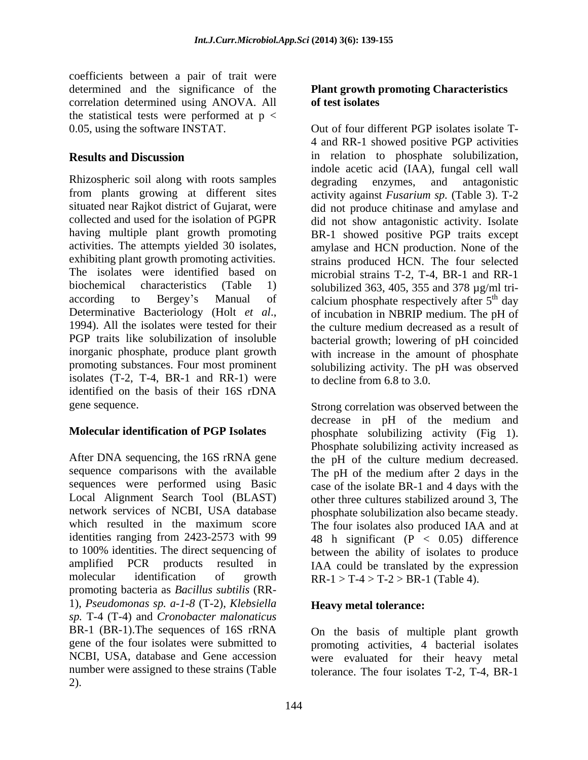coefficients between a pair of trait were determined and the significance of the correlation determined using ANOVA. All the statistical tests were performed at $p < 0.05$, using the software INSTAT.

## Results and Discussion

Rhizospheric soil along with roots samples from plants growing at different sites situated near Rajkot district of Gujarat, were collected and used for the isolation of PGPR having multiple plant growth promoting activities. The attempts yielded 30 isolates, exhibiting plant growth promoting activities. The isolates were identified based on biochemical characteristics (Table 1) according to Bergey's Manual of Determinative Bacteriology (Holt *et al*., 1994). All the isolates were tested for their PGP traits like solubilization of insoluble inorganic phosphate, produce plant growth promoting substances. Four most prominent isolates (T-2, T-4, BR-1 and RR-1) were identified on the basis of their 16S rDNA gene sequence.

### Molecular identification of PGP Isolates

After DNA sequencing, the 16S rRNA gene sequence comparisons with the available sequences were performed using Basic Local Alignment Search Tool (BLAST) network services of NCBI, USA database which resulted in the maximum score identities ranging from 2423-2573 with 99 to 100% identities. The direct sequencing of amplified PCR products resulted in molecular identification of growth promoting bacteria as *Bacillus subtilis* (RR-1), *Pseudomonas sp. a-1-8* (T-2), *Klebsiella sp.* T-4 (T-4) and *Cronobacter malonaticus* BR-1 (BR-1).The sequences of 16S rRNA gene of the four isolates were submitted to NCBI, USA, database and Gene accession number were assigned to these strains (Table 2).

### Plant growth promoting Characteristics of test isolates

Out of four different PGP isolates isolate T-4 and RR-1 showed positive PGP activities in relation to phosphate solubilization, indole acetic acid (IAA), fungal cell wall degrading enzymes, and antagonistic activity against *Fusarium sp.* (Table 3). T-2 did not produce chitinase and amylase and did not show antagonistic activity. Isolate BR-1 showed positive PGP traits except amylase and HCN production. None of the strains produced HCN. The four selected microbial strains T-2, T-4, BR-1 and RR-1 solubilized 363, 405, 355 and 378 µg/ml tri-calcium phosphate respectively after 5th day of incubation in NBRIP medium. The pH of the culture medium decreased as a result of bacterial growth; lowering of pH coincided with increase in the amount of phosphate solubilizing activity. The pH was observed to decline from 6.8 to 3.0.

Strong correlation was observed between the decrease in pH of the medium and phosphate solubilizing activity (Fig 1). Phosphate solubilizing activity increased as the pH of the culture medium decreased. The pH of the medium after 2 days in the case of the isolate BR-1 and 4 days with the other three cultures stabilized around 3, The phosphate solubilization also became steady. The four isolates also produced IAA and at 48 h significant ($P < 0.05$) difference between the ability of isolates to produce IAA could be translated by the expression RR-1 > T-4 > T-2 > BR-1 (Table 4).

### Heavy metal tolerance:

On the basis of multiple plant growth promoting activities, 4 bacterial isolates were evaluated for their heavy metal tolerance. The four isolates T-2, T-4, BR-1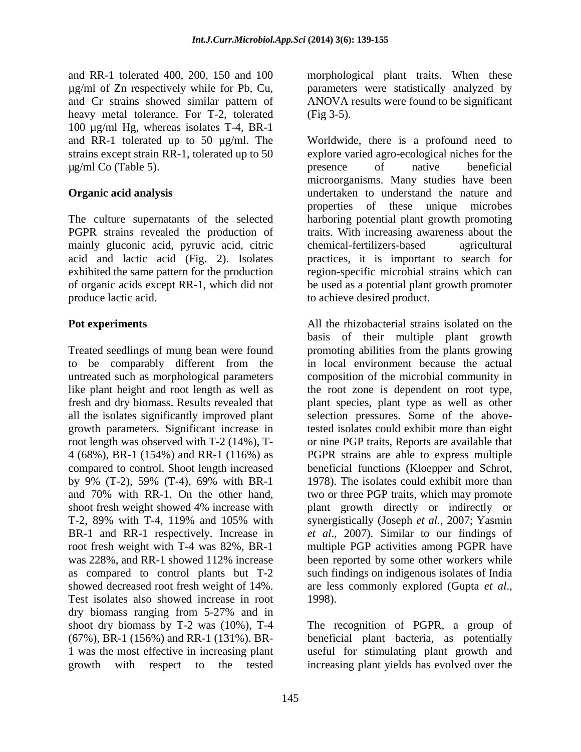and RR-1 tolerated 400, 200, 150 and 100 µg/ml of Zn respectively while for Pb, Cu, and Cr strains showed similar pattern of heavy metal tolerance. For T-2, tolerated 100 µg/ml Hg, whereas isolates T-4, BR-1 and RR-1 tolerated up to 50 µg/ml. The strains except strain RR-1, tolerated up to 50 µg/ml Co (Table 5).

**Organic acid analysis**

The culture supernatants of the selected PGPR strains revealed the production of mainly gluconic acid, pyruvic acid, citric acid and lactic acid (Fig. 2). Isolates exhibited the same pattern for the production of organic acids except RR-1, which did not produce lactic acid.

**Pot experiments**

Treated seedlings of mung bean were found to be comparably different from the untreated such as morphological parameters like plant height and root length as well as fresh and dry biomass. Results revealed that all the isolates significantly improved plant growth parameters. Significant increase in root length was observed with T-2 (14%), T-4 (68%), BR-1 (154%) and RR-1 (116%) as compared to control. Shoot length increased by 9% (T-2), 59% (T-4), 69% with BR-1 and 70% with RR-1. On the other hand, shoot fresh weight showed 4% increase with T-2, 89% with T-4, 119% and 105% with BR-1 and RR-1 respectively. Increase in root fresh weight with T-4 was 82%, BR-1 was 228%, and RR-1 showed 112% increase as compared to control plants but T-2 showed decreased root fresh weight of 14%. Test isolates also showed increase in root dry biomass ranging from 5-27% and in shoot dry biomass by T-2 was (10%), T-4 (67%), BR-1 (156%) and RR-1 (131%). BR-1 was the most effective in increasing plant growth with respect to the tested morphological plant traits. When these parameters were statistically analyzed by ANOVA results were found to be significant (Fig 3-5).

Worldwide, there is a profound need to explore varied agro-ecological niches for the presence of native beneficial microorganisms. Many studies have been undertaken to understand the nature and properties of these unique microbes harboring potential plant growth promoting traits. With increasing awareness about the chemical-fertilizers-based agricultural practices, it is important to search for region-specific microbial strains which can be used as a potential plant growth promoter to achieve desired product.

All the rhizobacterial strains isolated on the basis of their multiple plant growth promoting abilities from the plants growing in local environment because the actual composition of the microbial community in the root zone is dependent on root type, plant species, plant type as well as other selection pressures. Some of the above-tested isolates could exhibit more than eight or nine PGP traits, Reports are available that PGPR strains are able to express multiple beneficial functions (Kloepper and Schrot, 1978). The isolates could exhibit more than two or three PGP traits, which may promote plant growth directly or indirectly or synergistically (Joseph *et al*., 2007; Yasmin *et al*., 2007). Similar to our findings of multiple PGP activities among PGPR have been reported by some other workers while such findings on indigenous isolates of India are less commonly explored (Gupta *et al.*, 1998).

The recognition of PGPR, a group of beneficial plant bacteria, as potentially useful for stimulating plant growth and increasing plant yields has evolved over the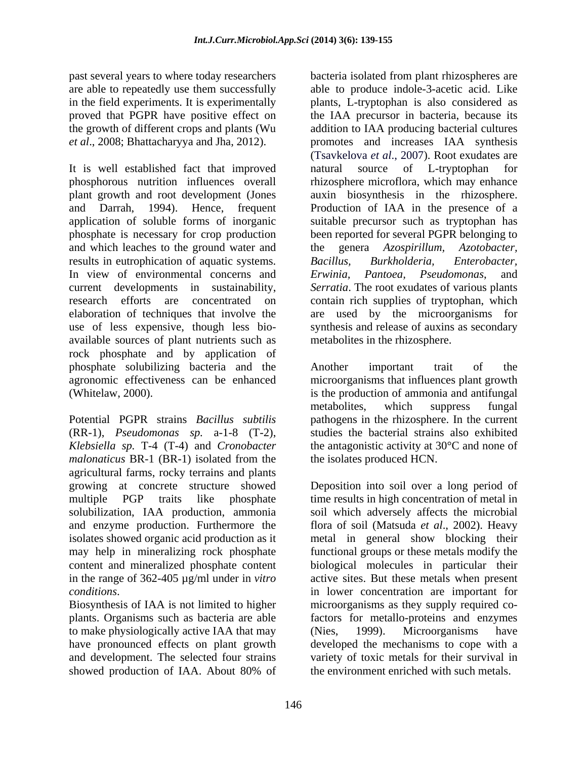past several years to where today researchers are able to repeatedly use them successfully in the field experiments. It is experimentally proved that PGPR have positive effect on the growth of different crops and plants (Wu *et al*., 2008; Bhattacharyya and Jha, 2012).

It is well established fact that improved phosphorous nutrition influences overall plant growth and root development (Jones and Darrah, 1994). Hence, frequent application of soluble forms of inorganic phosphate is necessary for crop production and which leaches to the ground water and results in eutrophication of aquatic systems. In view of environmental concerns and current developments in sustainability, research efforts are concentrated on elaboration of techniques that involve the use of less expensive, though less bio-available sources of plant nutrients such as rock phosphate and by application of phosphate solubilizing bacteria and the agronomic effectiveness can be enhanced (Whitelaw, 2000).

Potential PGPR strains *Bacillus subtilis* (RR-1), *Pseudomonas sp.* a-1-8 (T-2), *Klebsiella sp.* T-4 (T-4) and *Cronobacter malonaticus* BR-1 (BR-1) isolated from the agricultural farms, rocky terrains and plants growing at concrete structure showed multiple PGP traits like phosphate solubilization, IAA production, ammonia and enzyme production. Furthermore the isolates showed organic acid production as it may help in mineralizing rock phosphate content and mineralized phosphate content in the range of 362-405 µg/ml under in *vitro conditions*.

Biosynthesis of IAA is not limited to higher plants. Organisms such as bacteria are able to make physiologically active IAA that may have pronounced effects on plant growth and development. The selected four strains showed production of IAA. About 80% of bacteria isolated from plant rhizospheres are able to produce indole-3-acetic acid. Like plants, L-tryptophan is also considered as the IAA precursor in bacteria, because its addition to IAA producing bacterial cultures promotes and increases IAA synthesis (Tsavkelova *et al*., 2007). Root exudates are natural source of L-tryptophan for rhizosphere microflora, which may enhance auxin biosynthesis in the rhizosphere. Production of IAA in the presence of a suitable precursor such as tryptophan has been reported for several PGPR belonging to the genera *Azospirillum, Azotobacter, Bacillus, Burkholderia, Enterobacter, Erwinia, Pantoea, Pseudomonas*, and *Serratia*. The root exudates of various plants contain rich supplies of tryptophan, which are used by the microorganisms for synthesis and release of auxins as secondary metabolites in the rhizosphere.

Another important trait of the microorganisms that influences plant growth is the production of ammonia and antifungal metabolites, which suppress fungal pathogens in the rhizosphere. In the current studies the bacterial strains also exhibited the antagonistic activity at 30°C and none of the isolates produced HCN.

Deposition into soil over a long period of time results in high concentration of metal in soil which adversely affects the microbial flora of soil (Matsuda *et al*., 2002). Heavy metal in general show blocking their functional groups or these metals modify the biological molecules in particular their active sites. But these metals when present in lower concentration are important for microorganisms as they supply required co-factors for metallo-proteins and enzymes (Nies, 1999). Microorganisms have developed the mechanisms to cope with a variety of toxic metals for their survival in the environment enriched with such metals.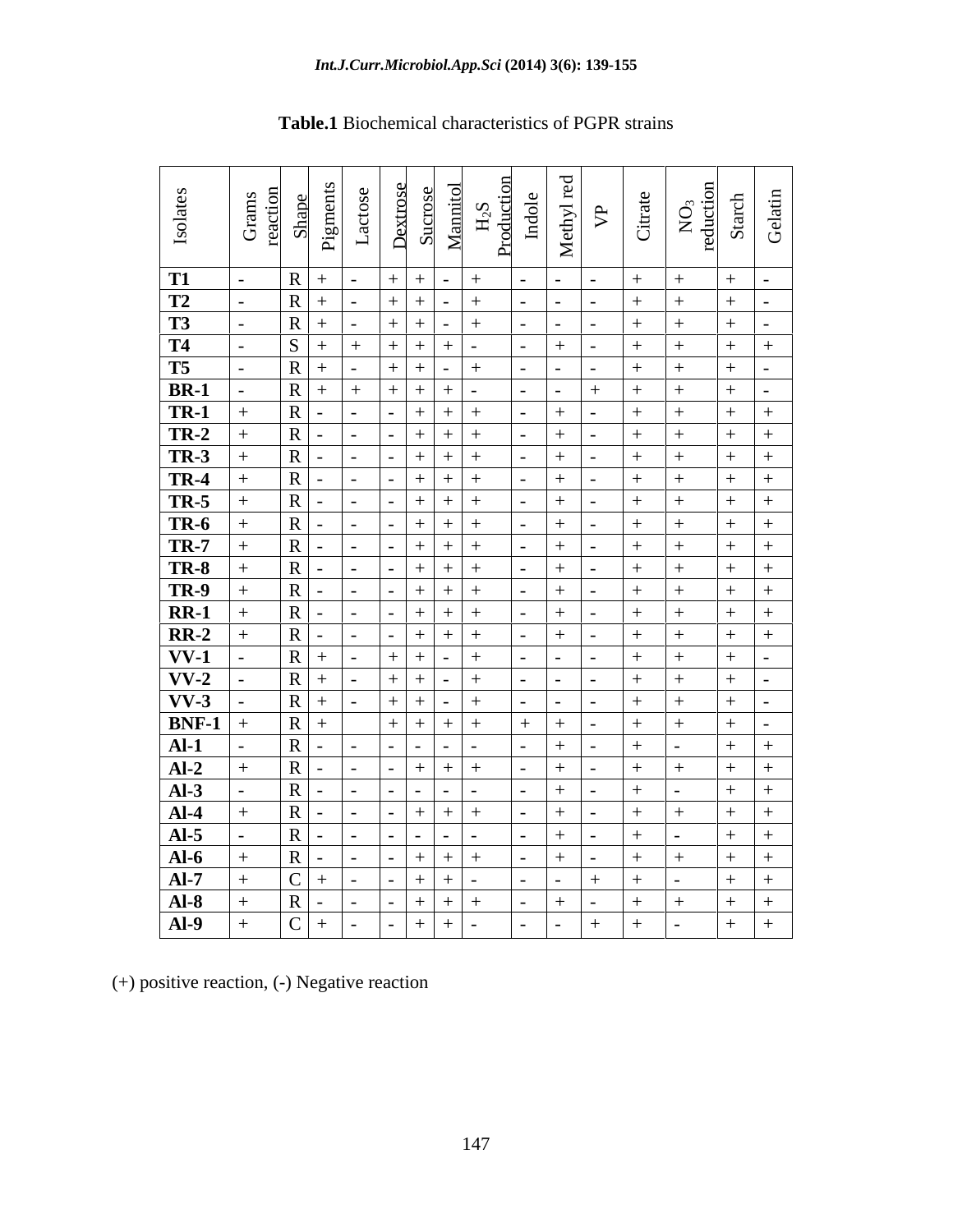**Table.1** Biochemical characteristics of PGPR strains

| Isolates | Grams reaction | Shape | Pigments | Lactose | Dextrose | Sucrose | Mannitol | $H_2S$ Production | Indole | Methyl red | VP | Citrate | $NO_3$ reduction | Starch | Gelatin |
|---|---|---|---|---|---|---|---|---|---|---|---|---|---|---|---|
| **T1** | - | R | + | - | + | + | - | + | - | - | - | + | + | + | - |
| **T2** | - | R | + | - | + | + | - | + | - | - | - | + | + | + | - |
| **T3** | - | R | + | - | + | + | - | + | - | - | - | + | + | + | - |
| **T4** | - | S | + | + | + | + | + | - | - | + | - | + | + | + | + |
| **T5** | - | R | + | - | + | + | - | + | - | - | - | + | + | + | - |
| **BR-1** | - | R | + | + | + | + | + | - | - | - | + | + | + | + | - |
| **TR-1** | + | R | - | - | - | + | + | + | - | + | - | + | + | + | + |
| **TR-2** | + | R | - | - | - | + | + | + | - | + | - | + | + | + | + |
| **TR-3** | + | R | - | - | - | + | + | + | - | + | - | + | + | + | + |
| **TR-4** | + | R | - | - | - | + | + | + | - | + | - | + | + | + | + |
| **TR-5** | + | R | - | - | - | + | + | + | - | + | - | + | + | + | + |
| **TR-6** | + | R | - | - | - | + | + | + | - | + | - | + | + | + | + |
| **TR-7** | + | R | - | - | - | + | + | + | - | + | - | + | + | + | + |
| **TR-8** | + | R | - | - | - | + | + | + | - | + | - | + | + | + | + |
| **TR-9** | + | R | - | - | - | + | + | + | - | + | - | + | + | + | + |
| **RR-1** | + | R | - | - | - | + | + | + | - | + | - | + | + | + | + |
| **RR-2** | + | R | - | - | - | + | + | + | - | + | - | + | + | + | + |
| **VV-1** | - | R | + | - | + | + | - | + | - | - | - | + | + | + | - |
| **VV-2** | - | R | + | - | + | + | - | + | - | - | - | + | + | + | - |
| **VV-3** | - | R | + | - | + | + | - | + | - | - | - | + | + | + | - |
| **BNF-1** | + | R | + | | + | + | + | + | + | + | - | + | + | + | - |
| **Al-1** | - | R | - | - | - | - | - | - | - | + | - | + | - | + | + |
| **Al-2** | + | R | - | - | - | + | + | + | - | + | - | + | + | + | + |
| **Al-3** | - | R | - | - | - | - | - | - | - | + | - | + | - | + | + |
| **Al-4** | + | R | - | - | - | + | + | + | - | + | - | + | + | + | + |
| **Al-5** | - | R | - | - | - | - | - | - | - | + | - | + | - | + | + |
| **Al-6** | + | R | - | - | - | + | + | + | - | + | - | + | + | + | + |
| **Al-7** | + | C | + | - | - | + | + | - | - | - | + | + | - | + | + |
| **Al-8** | + | R | - | - | - | + | + | + | - | + | - | + | + | + | + |
| **Al-9** | + | C | + | - | - | + | + | - | - | - | + | + | - | + | + |

(+) positive reaction, (-) Negative reaction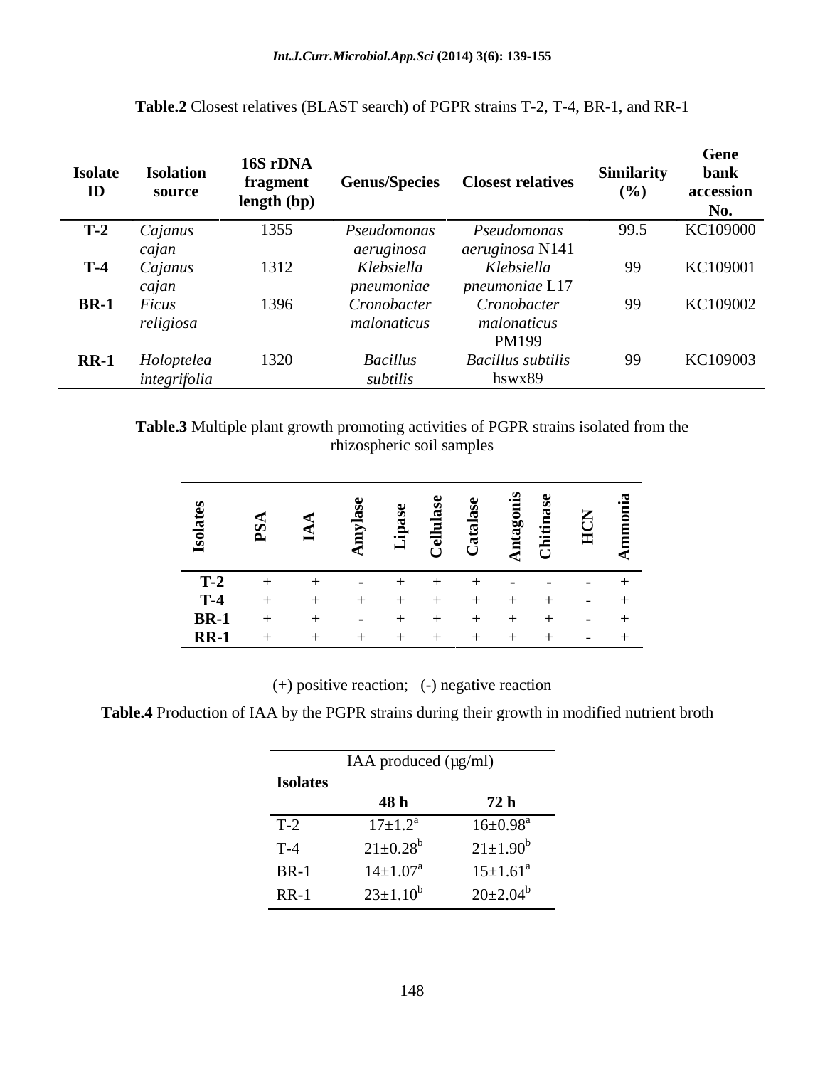**Table.2** Closest relatives (BLAST search) of PGPR strains T-2, T-4, BR-1, and RR-1

| Isolate ID | Isolation source | 16S rDNA fragment length (bp) | Genus/Species | Closest relatives | Similarity (%) | Gene bank accession No. |
|---|---|---|---|---|---|---|
| **T-2** | *Cajanus cajan* | 1355 | *Pseudomonas aeruginosa* | *Pseudomonas aeruginosa* N141 | 99.5 | KC109000 |
| **T-4** | *Cajanus cajan* | 1312 | *Klebsiella pneumoniae* | *Klebsiella pneumoniae* L17 | 99 | KC109001 |
| **BR-1** | *Ficus religiosa* | 1396 | *Cronobacter malonaticus* | *Cronobacter malonaticus* PM199 | 99 | KC109002 |
| **RR-1** | *Holoptelea integrifolia* | 1320 | *Bacillus subtilis* | *Bacillus subtilis* hswx89 | 99 | KC109003 |

**Table.3** Multiple plant growth promoting activities of PGPR strains isolated from the rhizospheric soil samples

| Isolates | PSA | IAA | Amylase | Lipase | Cellulase | Catalase | Antagonis | Chitinase | HCN | Ammonia |
|---|---|---|---|---|---|---|---|---|---|---|
| **T-2** | + | + | - | + | + | + | - | - | - | + |
| **T-4** | + | + | + | + | + | + | + | + | - | + |
| **BR-1** | + | + | - | + | + | + | + | + | - | + |
| **RR-1** | + | + | + | + | + | + | + | + | - | + |

(+) positive reaction; (-) negative reaction

**Table.4** Production of IAA by the PGPR strains during their growth in modified nutrient broth

| Isolates | IAA produced (μg/ml) | |
|---|---|---|
| | **48 h** | **72 h** |
| T-2 | $17\pm1.2^{a}$ | $16\pm0.98^{a}$ |
| T-4 | $21\pm0.28^{b}$ | $21\pm1.90^{b}$ |
| BR-1 | $14\pm1.07^{a}$ | $15\pm1.61^{a}$ |
| RR-1 | $23\pm1.10^{b}$ | $20\pm2.04^{b}$ |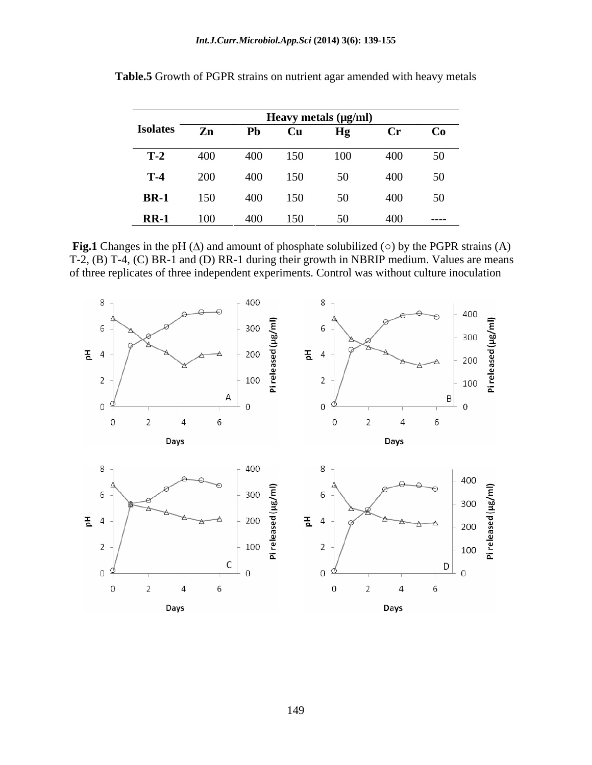**Table.5** Growth of PGPR strains on nutrient agar amended with heavy metals

| Isolates | Heavy metals (µg/ml) | | | | | |
|---|---|---|---|---|---|---|
| | Zn | Pb | Cu | Hg | Cr | Co |
| **T-2** | 400 | 400 | 150 | 100 | 400 | 50 |
| **T-4** | 200 | 400 | 150 | 50 | 400 | 50 |
| **BR-1** | 150 | 400 | 150 | 50 | 400 | 50 |
| **RR-1** | 100 | 400 | 150 | 50 | 400 | ---- |

**Fig.1** Changes in the pH (Δ) and amount of phosphate solubilized (○) by the PGPR strains (A) T-2, (B) T-4, (C) BR-1 and (D) RR-1 during their growth in NBRIP medium. Values are means of three replicates of three independent experiments. Control was without culture inoculation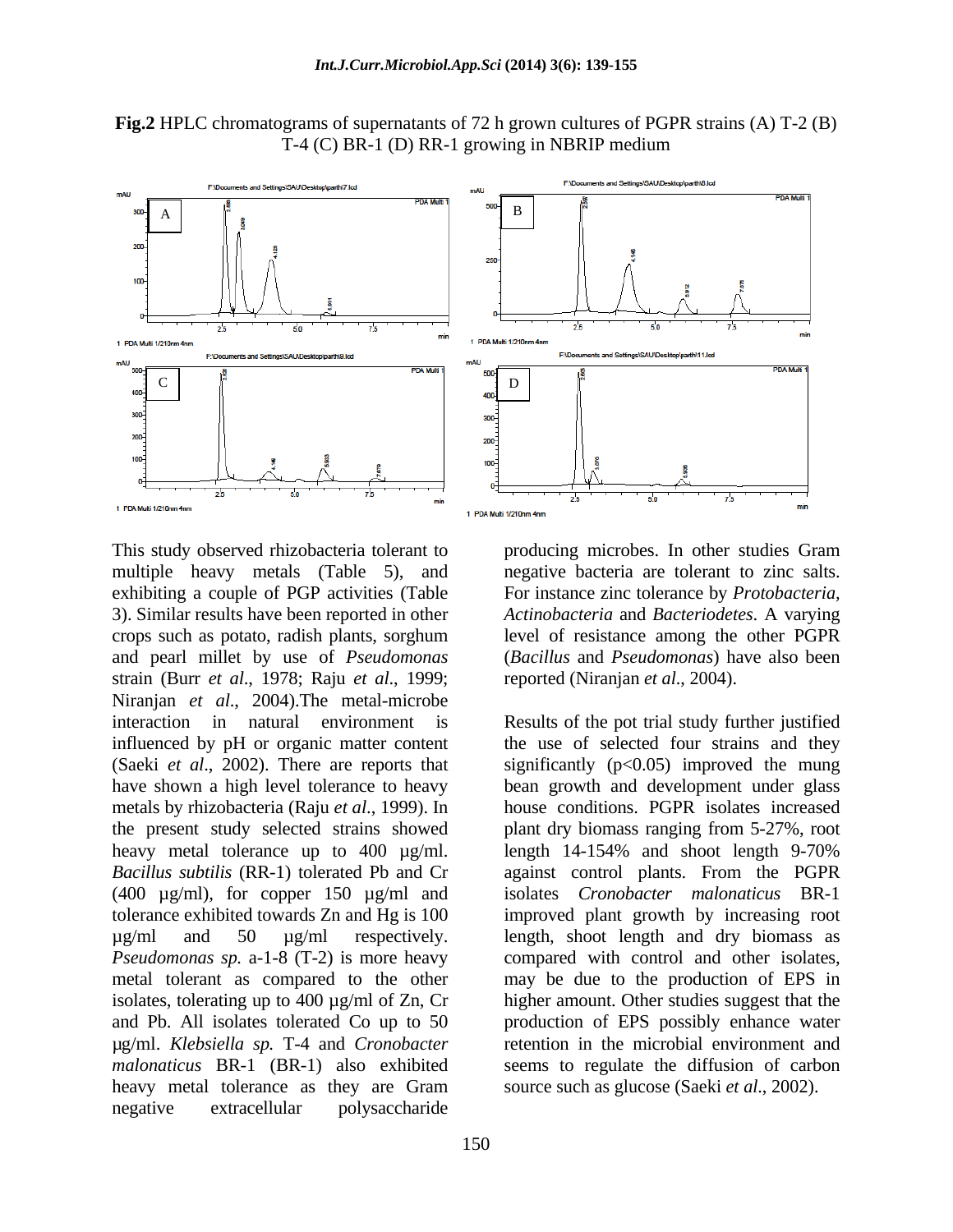**Fig.2** HPLC chromatograms of supernatants of 72 h grown cultures of PGPR strains (A) T-2 (B) T-4 (C) BR-1 (D) RR-1 growing in NBRIP medium

This study observed rhizobacteria tolerant to multiple heavy metals (Table 5), and exhibiting a couple of PGP activities (Table 3). Similar results have been reported in other crops such as potato, radish plants, sorghum and pearl millet by use of *Pseudomonas* strain (Burr *et al*., 1978; Raju *et al*., 1999; Niranjan *et al*., 2004).The metal-microbe interaction in natural environment is influenced by pH or organic matter content (Saeki *et al*., 2002). There are reports that have shown a high level tolerance to heavy metals by rhizobacteria (Raju *et al*., 1999). In the present study selected strains showed heavy metal tolerance up to 400 µg/ml. *Bacillus subtilis* (RR-1) tolerated Pb and Cr (400 µg/ml), for copper 150 µg/ml and tolerance exhibited towards Zn and Hg is 100 µg/ml and 50 µg/ml respectively. *Pseudomonas sp.* a-1-8 (T-2) is more heavy metal tolerant as compared to the other isolates, tolerating up to 400 µg/ml of Zn, Cr and Pb. All isolates tolerated Co up to 50 µg/ml. *Klebsiella sp.* T-4 and *Cronobacter malonaticus* BR-1 (BR-1) also exhibited heavy metal tolerance as they are Gram negative extracellular polysaccharide producing microbes. In other studies Gram negative bacteria are tolerant to zinc salts. For instance zinc tolerance by *Protobacteria*, *Actinobacteria* and *Bacteriodetes*. A varying level of resistance among the other PGPR (*Bacillus* and *Pseudomonas*) have also been reported (Niranjan *et al*., 2004).

Results of the pot trial study further justified the use of selected four strains and they significantly ($p<0.05$) improved the mung bean growth and development under glass house conditions. PGPR isolates increased plant dry biomass ranging from 5-27%, root length 14-154% and shoot length 9-70% against control plants. From the PGPR isolates *Cronobacter malonaticus* BR-1 improved plant growth by increasing root length, shoot length and dry biomass as compared with control and other isolates, may be due to the production of EPS in higher amount. Other studies suggest that the production of EPS possibly enhance water retention in the microbial environment and seems to regulate the diffusion of carbon source such as glucose (Saeki *et al*., 2002).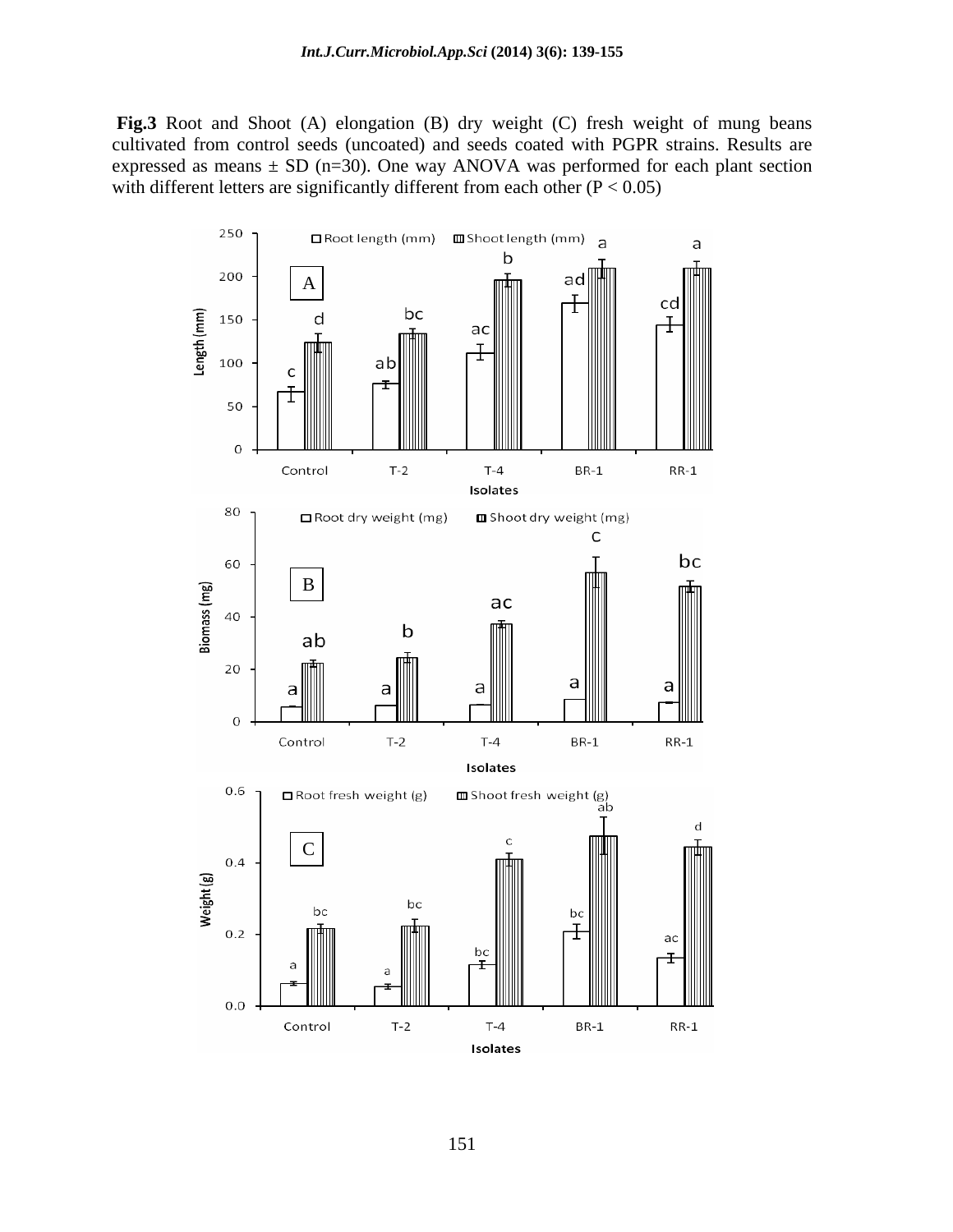**Fig.3** Root and Shoot (A) elongation (B) dry weight (C) fresh weight of mung beans cultivated from control seeds (uncoated) and seeds coated with PGPR strains. Results are expressed as means ± SD (n=30). One way ANOVA was performed for each plant section with different letters are significantly different from each other ($P < 0.05$)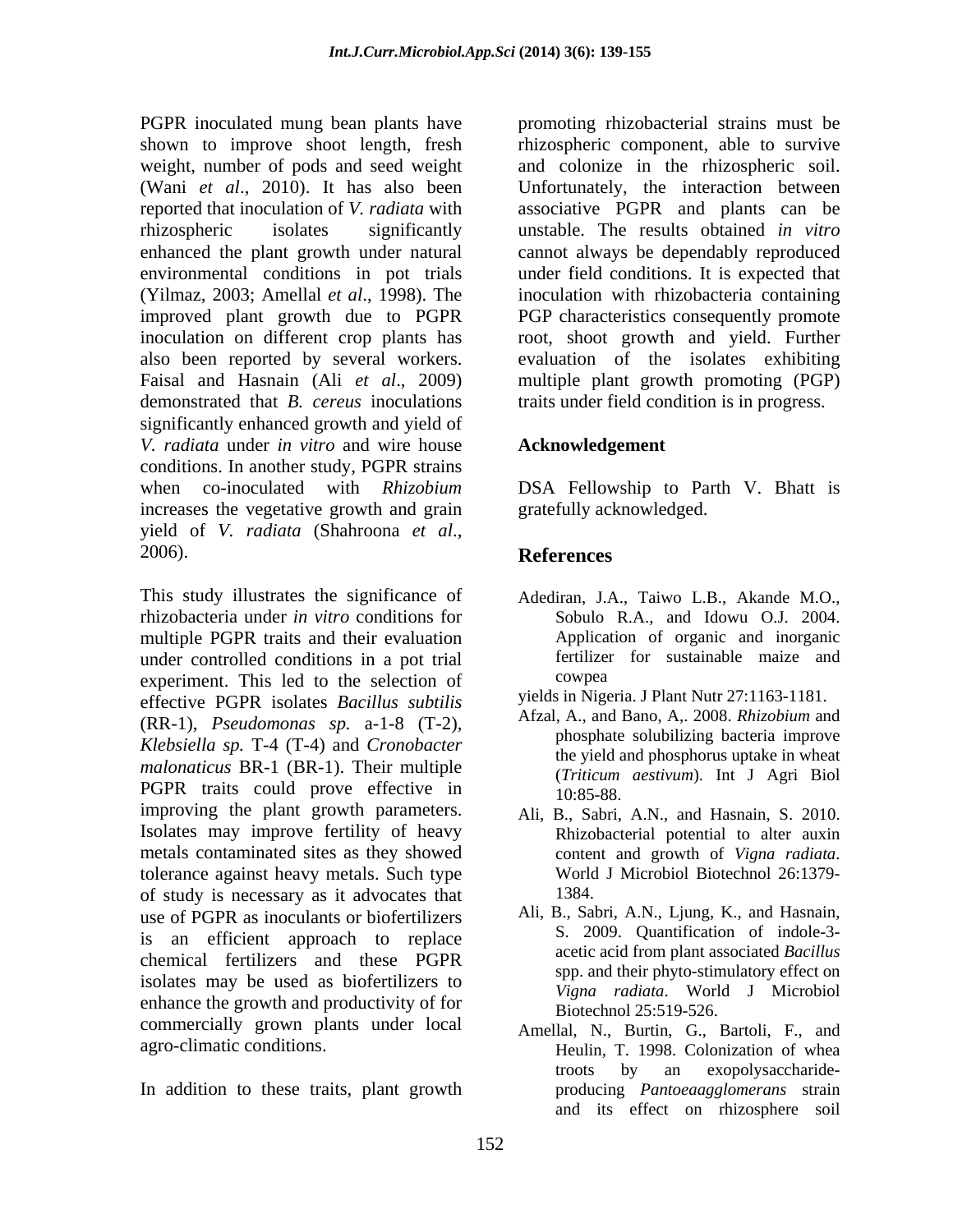PGPR inoculated mung bean plants have shown to improve shoot length, fresh weight, number of pods and seed weight (Wani *et al*., 2010). It has also been reported that inoculation of *V. radiata* with rhizospheric isolates significantly enhanced the plant growth under natural environmental conditions in pot trials (Yilmaz, 2003; Amellal *et al*., 1998). The improved plant growth due to PGPR inoculation on different crop plants has also been reported by several workers. Faisal and Hasnain (Ali *et al*., 2009) demonstrated that *B. cereus* inoculations significantly enhanced growth and yield of *V. radiata* under *in vitro* and wire house conditions. In another study, PGPR strains when co-inoculated with *Rhizobium* increases the vegetative growth and grain yield of *V. radiata* (Shahroona *et al*., 2006).

This study illustrates the significance of rhizobacteria under *in vitro* conditions for multiple PGPR traits and their evaluation under controlled conditions in a pot trial experiment. This led to the selection of effective PGPR isolates *Bacillus subtilis* (RR-1), *Pseudomonas sp.* a-1-8 (T-2), *Klebsiella sp.* T-4 (T-4) and *Cronobacter malonaticus* BR-1 (BR-1). Their multiple PGPR traits could prove effective in improving the plant growth parameters. Isolates may improve fertility of heavy metals contaminated sites as they showed tolerance against heavy metals. Such type of study is necessary as it advocates that use of PGPR as inoculants or biofertilizers is an efficient approach to replace chemical fertilizers and these PGPR isolates may be used as biofertilizers to enhance the growth and productivity of for commercially grown plants under local agro-climatic conditions.

In addition to these traits, plant growth promoting rhizobacterial strains must be rhizospheric component, able to survive and colonize in the rhizospheric soil. Unfortunately, the interaction between associative PGPR and plants can be unstable. The results obtained *in vitro* cannot always be dependably reproduced under field conditions. It is expected that inoculation with rhizobacteria containing PGP characteristics consequently promote root, shoot growth and yield. Further evaluation of the isolates exhibiting multiple plant growth promoting (PGP) traits under field condition is in progress.

## Acknowledgement

DSA Fellowship to Parth V. Bhatt is gratefully acknowledged.

## References

Adediran, J.A., Taiwo L.B., Akande M.O., Sobulo R.A., and Idowu O.J. 2004. Application of organic and inorganic fertilizer for sustainable maize and cowpea yields in Nigeria. J Plant Nutr 27:1163-1181.

Afzal, A., and Bano, A,. 2008. *Rhizobium* and phosphate solubilizing bacteria improve the yield and phosphorus uptake in wheat (*Triticum aestivum*). Int J Agri Biol 10:85-88.

Ali, B., Sabri, A.N., and Hasnain, S. 2010. Rhizobacterial potential to alter auxin content and growth of *Vigna radiata*. World J Microbiol Biotechnol 26:1379-1384.

Ali, B., Sabri, A.N., Ljung, K., and Hasnain, S. 2009. Quantification of indole-3-acetic acid from plant associated *Bacillus* spp. and their phyto-stimulatory effect on *Vigna radiata*. World J Microbiol Biotechnol 25:519-526.

Amellal, N., Burtin, G., Bartoli, F., and Heulin, T. 1998. Colonization of whea troots by an exopolysaccharide-producing *Pantoeaagglomerans* strain and its effect on rhizosphere soil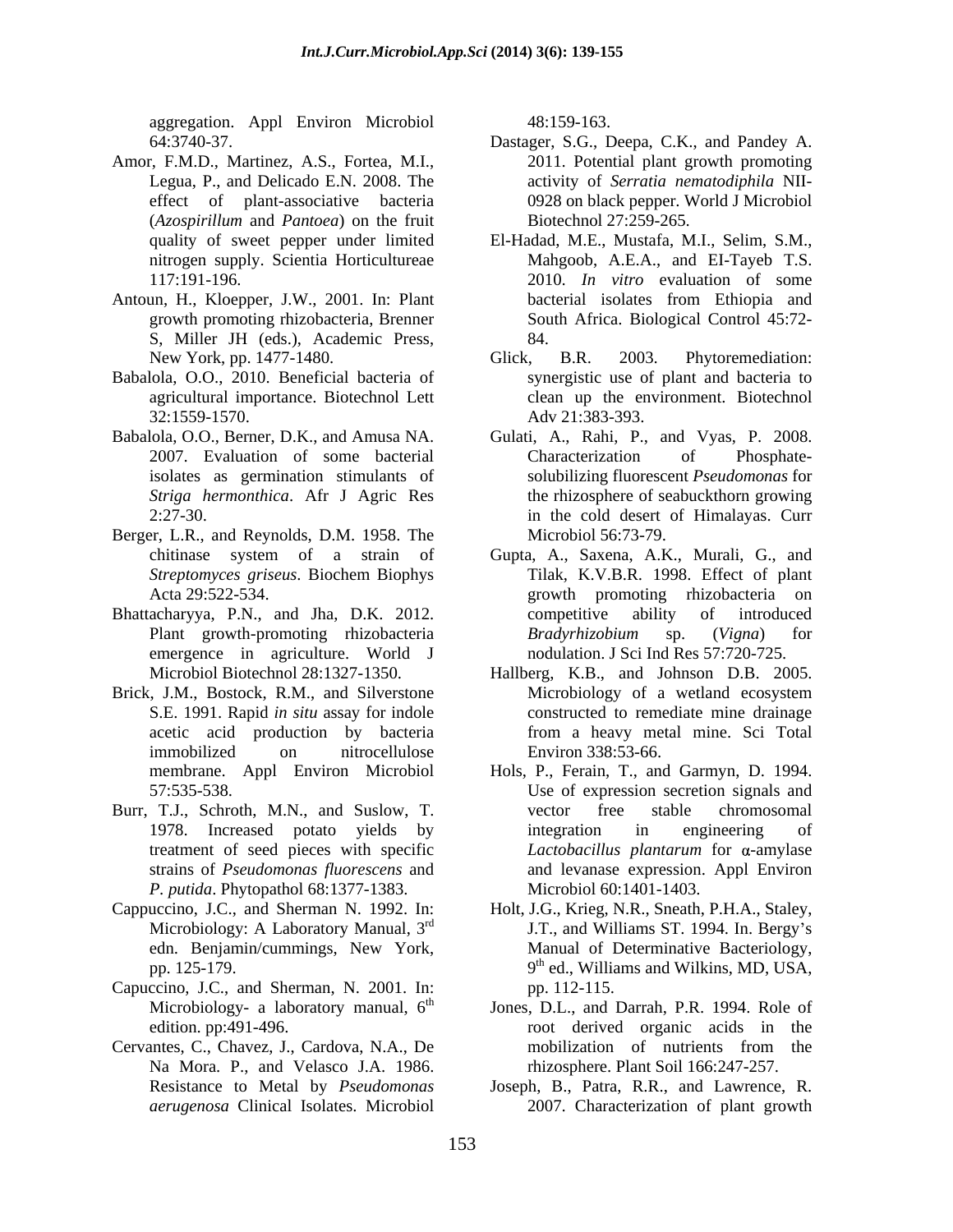aggregation. Appl Environ Microbiol 64:3740-37.

Amor, F.M.D., Martinez, A.S., Fortea, M.I., Legua, P., and Delicado E.N. 2008. The effect of plant-associative bacteria (*Azospirillum* and *Pantoea*) on the fruit quality of sweet pepper under limited nitrogen supply. Scientia Horticultureae 117:191-196.

Antoun, H., Kloepper, J.W., 2001. In: Plant growth promoting rhizobacteria, Brenner S, Miller JH (eds.), Academic Press, New York, pp. 1477-1480.

Babalola, O.O., 2010. Beneficial bacteria of agricultural importance. Biotechnol Lett 32:1559-1570.

Babalola, O.O., Berner, D.K., and Amusa NA. 2007. Evaluation of some bacterial isolates as germination stimulants of *Striga hermonthica*. Afr J Agric Res 2:27-30.

Berger, L.R., and Reynolds, D.M. 1958. The chitinase system of a strain of *Streptomyces griseus*. Biochem Biophys Acta 29:522-534.

Bhattacharyya, P.N., and Jha, D.K. 2012. Plant growth-promoting rhizobacteria emergence in agriculture. World J Microbiol Biotechnol 28:1327-1350.

Brick, J.M., Bostock, R.M., and Silverstone S.E. 1991. Rapid *in situ* assay for indole acetic acid production by bacteria immobilized on nitrocellulose membrane. Appl Environ Microbiol 57:535-538.

Burr, T.J., Schroth, M.N., and Suslow, T. 1978. Increased potato yields by treatment of seed pieces with specific strains of *Pseudomonas fluorescens* and *P. putida*. Phytopathol 68:1377-1383.

Cappuccino, J.C., and Sherman N. 1992. In: Microbiology: A Laboratory Manual, 3rd edn. Benjamin/cummings, New York, pp. 125-179.

Capuccino, J.C., and Sherman, N. 2001. In: Microbiology- a laboratory manual, 6th edition. pp:491-496.

Cervantes, C., Chavez, J., Cardova, N.A., De Na Mora. P., and Velasco J.A. 1986. Resistance to Metal by *Pseudomonas aerugenosa* Clinical Isolates. Microbiol 48:159-163.

Dastager, S.G., Deepa, C.K., and Pandey A. 2011. Potential plant growth promoting activity of *Serratia nematodiphila* NII-0928 on black pepper. World J Microbiol Biotechnol 27:259-265.

El-Hadad, M.E., Mustafa, M.I., Selim, S.M., Mahgoob, A.E.A., and EI-Tayeb T.S. 2010. *In vitro* evaluation of some bacterial isolates from Ethiopia and South Africa. Biological Control 45:72-84.

Glick, B.R. 2003. Phytoremediation: synergistic use of plant and bacteria to clean up the environment. Biotechnol Adv 21:383-393.

Gulati, A., Rahi, P., and Vyas, P. 2008. Characterization of Phosphate-solubilizing fluorescent *Pseudomonas* for the rhizosphere of seabuckthorn growing in the cold desert of Himalayas. Curr Microbiol 56:73-79.

Gupta, A., Saxena, A.K., Murali, G., and Tilak, K.V.B.R. 1998. Effect of plant growth promoting rhizobacteria on competitive ability of introduced *Bradyrhizobium* sp. (*Vigna*) for nodulation. J Sci Ind Res 57:720-725.

Hallberg, K.B., and Johnson D.B. 2005. Microbiology of a wetland ecosystem constructed to remediate mine drainage from a heavy metal mine. Sci Total Environ 338:53-66.

Hols, P., Ferain, T., and Garmyn, D. 1994. Use of expression secretion signals and vector free stable chromosomal integration in engineering of *Lactobacillus plantarum* for $\alpha$-amylase and levanase expression. Appl Environ Microbiol 60:1401-1403.

Holt, J.G., Krieg, N.R., Sneath, P.H.A., Staley, J.T., and Williams ST. 1994. In. Bergy's Manual of Determinative Bacteriology, 9th ed., Williams and Wilkins, MD, USA, pp. 112-115.

Jones, D.L., and Darrah, P.R. 1994. Role of root derived organic acids in the mobilization of nutrients from the rhizosphere. Plant Soil 166:247-257.

Joseph, B., Patra, R.R., and Lawrence, R. 2007. Characterization of plant growth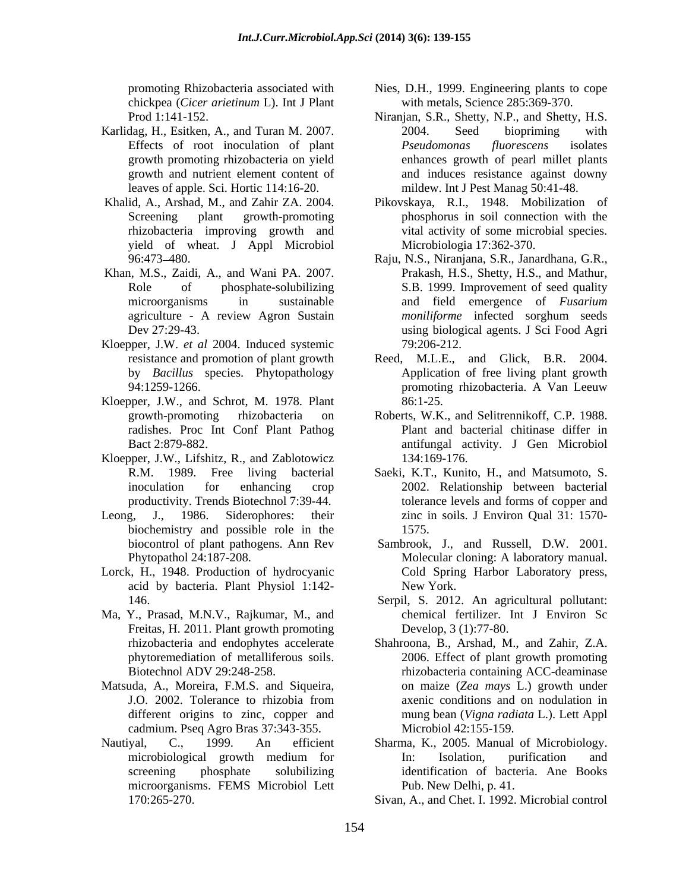promoting Rhizobacteria associated with chickpea (*Cicer arietinum* L). Int J Plant Prod 1:141-152.

Karlidag, H., Esitken, A., and Turan M. 2007. Effects of root inoculation of plant growth promoting rhizobacteria on yield growth and nutrient element content of leaves of apple. Sci. Hortic 114:16-20.

Khalid, A., Arshad, M., and Zahir ZA. 2004. Screening plant growth-promoting rhizobacteria improving growth and yield of wheat. J Appl Microbiol 96:473–480.

Khan, M.S., Zaidi, A., and Wani PA. 2007. Role of phosphate-solubilizing microorganisms in sustainable agriculture - A review Agron Sustain Dev 27:29-43.

Kloepper, J.W. *et al* 2004. Induced systemic resistance and promotion of plant growth by *Bacillus* species. Phytopathology 94:1259-1266.

Kloepper, J.W., and Schrot, M. 1978. Plant growth-promoting rhizobacteria on radishes. Proc Int Conf Plant Pathog Bact 2:879-882.

Kloepper, J.W., Lifshitz, R., and Zablotowicz R.M. 1989. Free living bacterial inoculation for enhancing crop productivity. Trends Biotechnol 7:39-44.

Leong, J., 1986. Siderophores: their biochemistry and possible role in the biocontrol of plant pathogens. Ann Rev Phytopathol 24:187-208.

Lorck, H., 1948. Production of hydrocyanic acid by bacteria. Plant Physiol 1:142-146.

Ma, Y., Prasad, M.N.V., Rajkumar, M., and Freitas, H. 2011. Plant growth promoting rhizobacteria and endophytes accelerate phytoremediation of metalliferous soils. Biotechnol ADV 29:248-258.

Matsuda, A., Moreira, F.M.S. and Siqueira, J.O. 2002. Tolerance to rhizobia from different origins to zinc, copper and cadmium. Pseq Agro Bras 37:343-355.

Nautiyal, C., 1999. An efficient microbiological growth medium for screening phosphate solubilizing microorganisms. FEMS Microbiol Lett 170:265-270.

Nies, D.H., 1999. Engineering plants to cope with metals, Science 285:369-370.

Niranjan, S.R., Shetty, N.P., and Shetty, H.S. 2004. Seed biopriming with *Pseudomonas fluorescens* isolates enhances growth of pearl millet plants and induces resistance against downy mildew. Int J Pest Manag 50:41-48.

Pikovskaya, R.I., 1948. Mobilization of phosphorus in soil connection with the vital activity of some microbial species. Microbiologia 17:362-370.

Raju, N.S., Niranjana, S.R., Janardhana, G.R., Prakash, H.S., Shetty, H.S., and Mathur, S.B. 1999. Improvement of seed quality and field emergence of *Fusarium moniliforme* infected sorghum seeds using biological agents. J Sci Food Agri 79:206-212.

Reed, M.L.E., and Glick, B.R. 2004. Application of free living plant growth promoting rhizobacteria. A Van Leeuw 86:1-25.

Roberts, W.K., and Selitrennikoff, C.P. 1988. Plant and bacterial chitinase differ in antifungal activity. J Gen Microbiol 134:169-176.

Saeki, K.T., Kunito, H., and Matsumoto, S. 2002. Relationship between bacterial tolerance levels and forms of copper and zinc in soils. J Environ Qual 31: 1570-1575.

Sambrook, J., and Russell, D.W. 2001. Molecular cloning: A laboratory manual. Cold Spring Harbor Laboratory press, New York.

Serpil, S. 2012. An agricultural pollutant: chemical fertilizer. Int J Environ Sc Develop, 3 (1):77-80.

Shahroona, B., Arshad, M., and Zahir, Z.A. 2006. Effect of plant growth promoting rhizobacteria containing ACC-deaminase on maize (*Zea mays* L.) growth under axenic conditions and on nodulation in mung bean (*Vigna radiata* L.). Lett Appl Microbiol 42:155-159.

Sharma, K., 2005. Manual of Microbiology. In: Isolation, purification and identification of bacteria. Ane Books Pub. New Delhi, p. 41.

Sivan, A., and Chet. I. 1992. Microbial control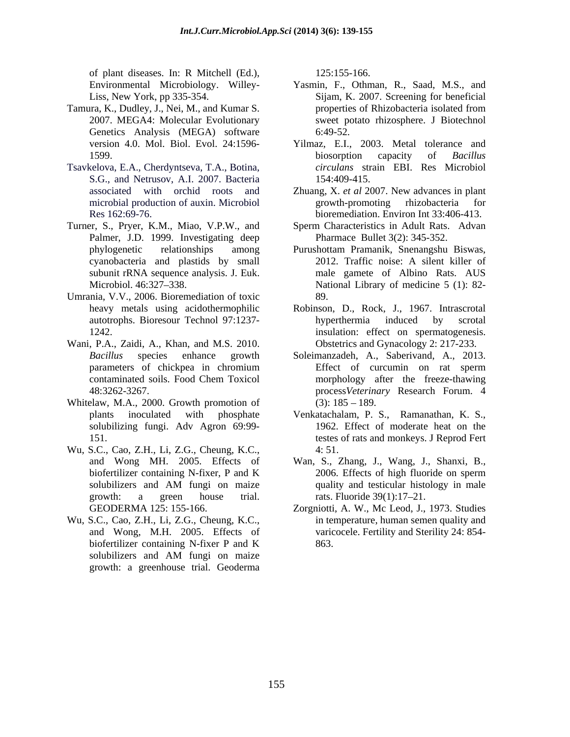of plant diseases. In: R Mitchell (Ed.), Environmental Microbiology. Willey-Liss, New York, pp 335-354.

Tamura, K., Dudley, J., Nei, M., and Kumar S. 2007. MEGA4: Molecular Evolutionary Genetics Analysis (MEGA) software version 4.0. Mol. Biol. Evol. 24:1596-1599.

Tsavkelova, E.A., Cherdyntseva, T.A., Botina, S.G., and Netrusov, A.I. 2007. Bacteria associated with orchid roots and microbial production of auxin. Microbiol Res 162:69-76.

Turner, S., Pryer, K.M., Miao, V.P.W., and Palmer, J.D. 1999. Investigating deep phylogenetic relationships among cyanobacteria and plastids by small subunit rRNA sequence analysis. J. Euk. Microbiol. 46:327–338.

Umrania, V.V., 2006. Bioremediation of toxic heavy metals using acidothermophilic autotrophs. Bioresour Technol 97:1237-1242.

Wani, P.A., Zaidi, A., Khan, and M.S. 2010. *Bacillus* species enhance growth parameters of chickpea in chromium contaminated soils. Food Chem Toxicol 48:3262-3267.

Whitelaw, M.A., 2000. Growth promotion of plants inoculated with phosphate solubilizing fungi. Adv Agron 69:99-151.

Wu, S.C., Cao, Z.H., Li, Z.G., Cheung, K.C., and Wong MH. 2005. Effects of biofertilizer containing N-fixer, P and K solubilizers and AM fungi on maize growth: a green house trial. GEODERMA 125: 155-166.

Wu, S.C., Cao, Z.H., Li, Z.G., Cheung, K.C., and Wong, M.H. 2005. Effects of biofertilizer containing N-fixer P and K solubilizers and AM fungi on maize growth: a greenhouse trial. Geoderma 125:155-166.

Yasmin, F., Othman, R., Saad, M.S., and Sijam, K. 2007. Screening for beneficial properties of Rhizobacteria isolated from sweet potato rhizosphere. J Biotechnol 6:49-52.

Yilmaz, E.I., 2003. Metal tolerance and biosorption capacity of *Bacillus circulans* strain EBI. Res Microbiol 154:409-415.

Zhuang, X. *et al* 2007. New advances in plant growth-promoting rhizobacteria for bioremediation. Environ Int 33:406-413.

Sperm Characteristics in Adult Rats. Advan Pharmace Bullet 3(2): 345-352.

Purushottam Pramanik, Snenangshu Biswas, 2012. Traffic noise: A silent killer of male gamete of Albino Rats. AUS National Library of medicine 5 (1): 82-89.

Robinson, D., Rock, J., 1967. Intrascrotal hyperthermia induced by scrotal insulation: effect on spermatogenesis. Obstetrics and Gynacology 2: 217-233.

Soleimanzadeh, A., Saberivand, A., 2013. Effect of curcumin on rat sperm morphology after the freeze-thawing process*Veterinary* Research Forum. 4 (3): 185 – 189.

Venkatachalam, P. S., Ramanathan, K. S., 1962. Effect of moderate heat on the testes of rats and monkeys. J Reprod Fert 4: 51.

Wan, S., Zhang, J., Wang, J., Shanxi, B., 2006. Effects of high fluoride on sperm quality and testicular histology in male rats. Fluoride 39(1):17–21.

Zorgniotti, A. W., Mc Leod, J., 1973. Studies in temperature, human semen quality and varicocele. Fertility and Sterility 24: 854-863.